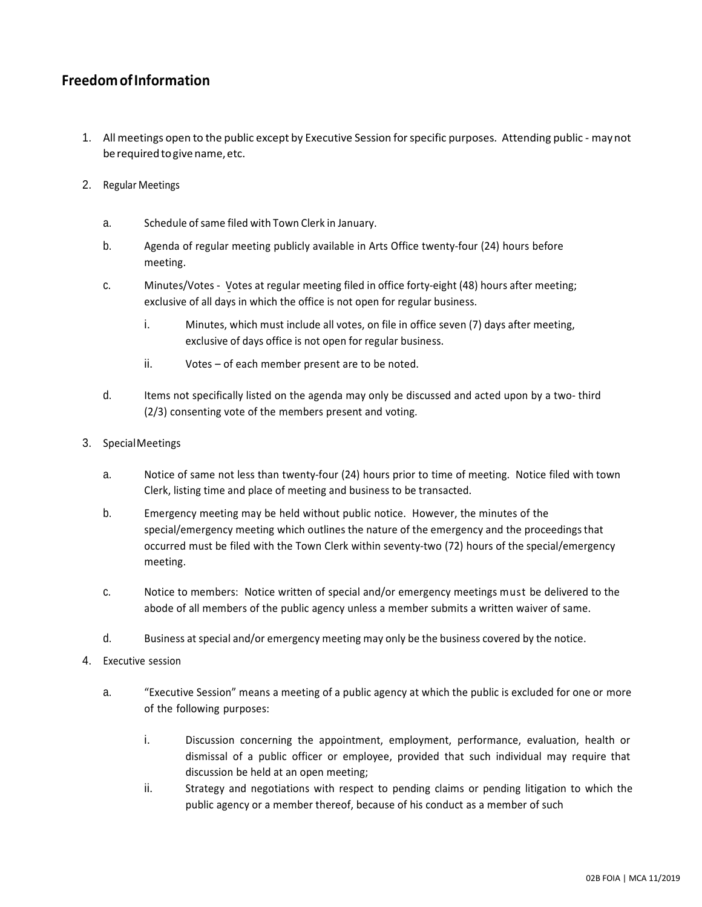## Freedom of Information

1. All meetings open to the public except by Executive Session for specific purposes. Attending public - may not be required to give name, etc.

2. Regular Meetings

   a. Schedule of same filed with Town Clerk in January.

   b. Agenda of regular meeting publicly available in Arts Office twenty-four (24) hours before meeting.

   c. Minutes/Votes - Votes at regular meeting filed in office forty-eight (48) hours after meeting; exclusive of all days in which the office is not open for regular business.

      i. Minutes, which must include all votes, on file in office seven (7) days after meeting, exclusive of days office is not open for regular business.

      ii. Votes – of each member present are to be noted.

   d. Items not specifically listed on the agenda may only be discussed and acted upon by a two- third (2/3) consenting vote of the members present and voting.

3. Special Meetings

   a. Notice of same not less than twenty-four (24) hours prior to time of meeting. Notice filed with town Clerk, listing time and place of meeting and business to be transacted.

   b. Emergency meeting may be held without public notice. However, the minutes of the special/emergency meeting which outlines the nature of the emergency and the proceedings that occurred must be filed with the Town Clerk within seventy-two (72) hours of the special/emergency meeting.

   c. Notice to members: Notice written of special and/or emergency meetings must be delivered to the abode of all members of the public agency unless a member submits a written waiver of same.

   d. Business at special and/or emergency meeting may only be the business covered by the notice.

4. Executive session

   a. "Executive Session" means a meeting of a public agency at which the public is excluded for one or more of the following purposes:

      i. Discussion concerning the appointment, employment, performance, evaluation, health or dismissal of a public officer or employee, provided that such individual may require that discussion be held at an open meeting;

      ii. Strategy and negotiations with respect to pending claims or pending litigation to which the public agency or a member thereof, because of his conduct as a member of such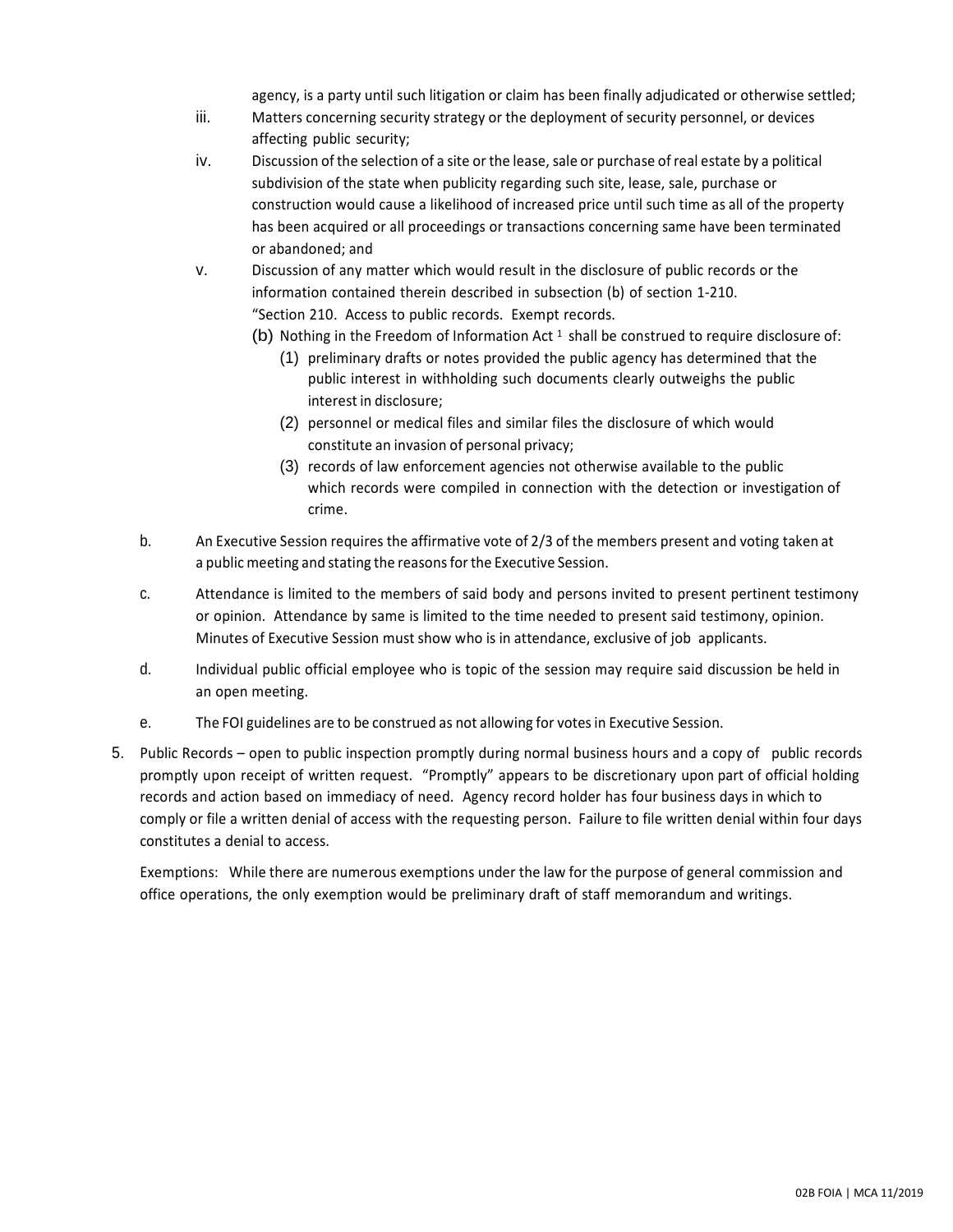agency, is a party until such litigation or claim has been finally adjudicated or otherwise settled;

iii. Matters concerning security strategy or the deployment of security personnel, or devices affecting public security;

iv. Discussion of the selection of a site or the lease, sale or purchase of real estate by a political subdivision of the state when publicity regarding such site, lease, sale, purchase or construction would cause a likelihood of increased price until such time as all of the property has been acquired or all proceedings or transactions concerning same have been terminated or abandoned; and

v. Discussion of any matter which would result in the disclosure of public records or the information contained therein described in subsection (b) of section 1-210.
"Section 210. Access to public records. Exempt records.
(b) Nothing in the Freedom of Information Act [1] shall be construed to require disclosure of:
   (1) preliminary drafts or notes provided the public agency has determined that the public interest in withholding such documents clearly outweighs the public interest in disclosure;
   (2) personnel or medical files and similar files the disclosure of which would constitute an invasion of personal privacy;
   (3) records of law enforcement agencies not otherwise available to the public which records were compiled in connection with the detection or investigation of crime.

b. An Executive Session requires the affirmative vote of 2/3 of the members present and voting taken at a public meeting and stating the reasons for the Executive Session.

c. Attendance is limited to the members of said body and persons invited to present pertinent testimony or opinion. Attendance by same is limited to the time needed to present said testimony, opinion. Minutes of Executive Session must show who is in attendance, exclusive of job applicants.

d. Individual public official employee who is topic of the session may require said discussion be held in an open meeting.

e. The FOI guidelines are to be construed as not allowing for votes in Executive Session.

5. Public Records – open to public inspection promptly during normal business hours and a copy of public records promptly upon receipt of written request. "Promptly" appears to be discretionary upon part of official holding records and action based on immediacy of need. Agency record holder has four business days in which to comply or file a written denial of access with the requesting person. Failure to file written denial within four days constitutes a denial to access.

   Exemptions: While there are numerous exemptions under the law for the purpose of general commission and office operations, the only exemption would be preliminary draft of staff memorandum and writings.